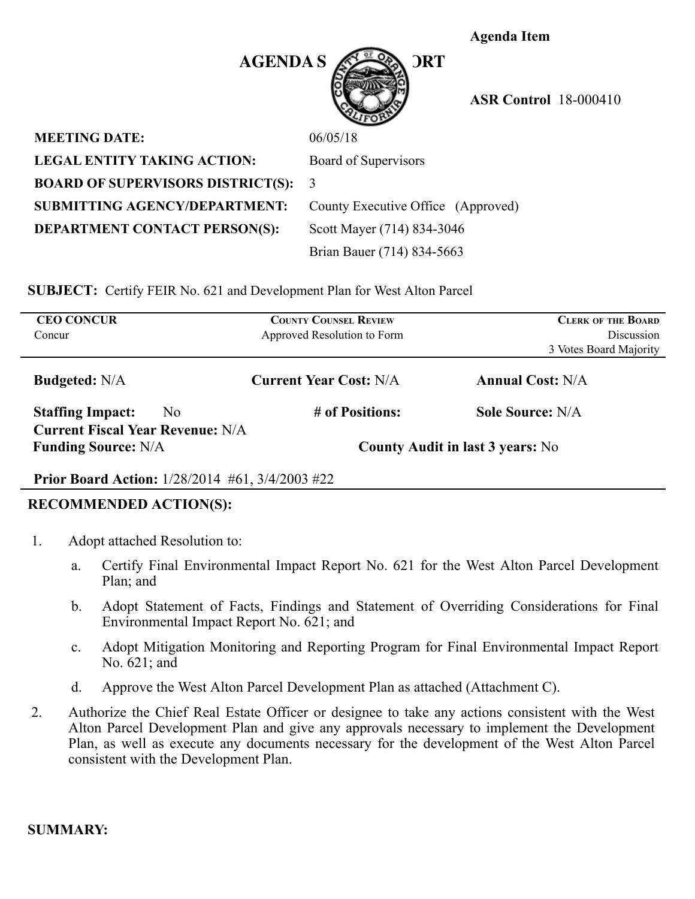**Agenda Item**

# AGENDA STAFF REPORT

**ASR Control** 18-000410

| | |
|---|---|
| **MEETING DATE:** | 06/05/18 |
| **LEGAL ENTITY TAKING ACTION:** | Board of Supervisors |
| **BOARD OF SUPERVISORS DISTRICT(S):** | 3 |
| **SUBMITTING AGENCY/DEPARTMENT:** | County Executive Office (Approved) |
| **DEPARTMENT CONTACT PERSON(S):** | Scott Mayer (714) 834-3046 |
| | Brian Bauer (714) 834-5663 |

**SUBJECT:** Certify FEIR No. 621 and Development Plan for West Alton Parcel

| **CEO CONCUR** | **COUNTY COUNSEL REVIEW** | **CLERK OF THE BOARD** |
|---|---|---|
| Concur | Approved Resolution to Form | Discussion<br>3 Votes Board Majority |

**Budgeted:** N/A **Current Year Cost:** N/A **Annual Cost:** N/A

**Staffing Impact:** No **# of Positions:** **Sole Source:** N/A

**Current Fiscal Year Revenue:** N/A

**Funding Source:** N/A **County Audit in last 3 years:** No

**Prior Board Action:** 1/28/2014 #61, 3/4/2003 #22

**RECOMMENDED ACTION(S):**

1. Adopt attached Resolution to:
   a. Certify Final Environmental Impact Report No. 621 for the West Alton Parcel Development Plan; and
   b. Adopt Statement of Facts, Findings and Statement of Overriding Considerations for Final Environmental Impact Report No. 621; and
   c. Adopt Mitigation Monitoring and Reporting Program for Final Environmental Impact Report No. 621; and
   d. Approve the West Alton Parcel Development Plan as attached (Attachment C).
2. Authorize the Chief Real Estate Officer or designee to take any actions consistent with the West Alton Parcel Development Plan and give any approvals necessary to implement the Development Plan, as well as execute any documents necessary for the development of the West Alton Parcel consistent with the Development Plan.

**SUMMARY:**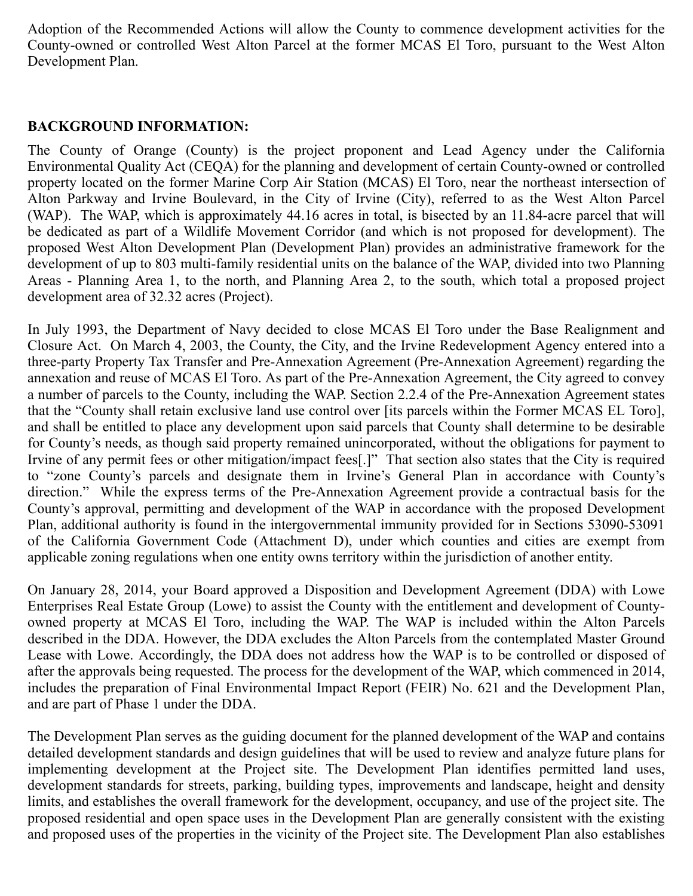Adoption of the Recommended Actions will allow the County to commence development activities for the County-owned or controlled West Alton Parcel at the former MCAS El Toro, pursuant to the West Alton Development Plan.

**BACKGROUND INFORMATION:**

The County of Orange (County) is the project proponent and Lead Agency under the California Environmental Quality Act (CEQA) for the planning and development of certain County-owned or controlled property located on the former Marine Corp Air Station (MCAS) El Toro, near the northeast intersection of Alton Parkway and Irvine Boulevard, in the City of Irvine (City), referred to as the West Alton Parcel (WAP). The WAP, which is approximately 44.16 acres in total, is bisected by an 11.84-acre parcel that will be dedicated as part of a Wildlife Movement Corridor (and which is not proposed for development). The proposed West Alton Development Plan (Development Plan) provides an administrative framework for the development of up to 803 multi-family residential units on the balance of the WAP, divided into two Planning Areas - Planning Area 1, to the north, and Planning Area 2, to the south, which total a proposed project development area of 32.32 acres (Project).

In July 1993, the Department of Navy decided to close MCAS El Toro under the Base Realignment and Closure Act. On March 4, 2003, the County, the City, and the Irvine Redevelopment Agency entered into a three-party Property Tax Transfer and Pre-Annexation Agreement (Pre-Annexation Agreement) regarding the annexation and reuse of MCAS El Toro. As part of the Pre-Annexation Agreement, the City agreed to convey a number of parcels to the County, including the WAP. Section 2.2.4 of the Pre-Annexation Agreement states that the "County shall retain exclusive land use control over [its parcels within the Former MCAS EL Toro], and shall be entitled to place any development upon said parcels that County shall determine to be desirable for County's needs, as though said property remained unincorporated, without the obligations for payment to Irvine of any permit fees or other mitigation/impact fees[.]" That section also states that the City is required to "zone County's parcels and designate them in Irvine's General Plan in accordance with County's direction." While the express terms of the Pre-Annexation Agreement provide a contractual basis for the County's approval, permitting and development of the WAP in accordance with the proposed Development Plan, additional authority is found in the intergovernmental immunity provided for in Sections 53090-53091 of the California Government Code (Attachment D), under which counties and cities are exempt from applicable zoning regulations when one entity owns territory within the jurisdiction of another entity.

On January 28, 2014, your Board approved a Disposition and Development Agreement (DDA) with Lowe Enterprises Real Estate Group (Lowe) to assist the County with the entitlement and development of County-owned property at MCAS El Toro, including the WAP. The WAP is included within the Alton Parcels described in the DDA. However, the DDA excludes the Alton Parcels from the contemplated Master Ground Lease with Lowe. Accordingly, the DDA does not address how the WAP is to be controlled or disposed of after the approvals being requested. The process for the development of the WAP, which commenced in 2014, includes the preparation of Final Environmental Impact Report (FEIR) No. 621 and the Development Plan, and are part of Phase 1 under the DDA.

The Development Plan serves as the guiding document for the planned development of the WAP and contains detailed development standards and design guidelines that will be used to review and analyze future plans for implementing development at the Project site. The Development Plan identifies permitted land uses, development standards for streets, parking, building types, improvements and landscape, height and density limits, and establishes the overall framework for the development, occupancy, and use of the project site. The proposed residential and open space uses in the Development Plan are generally consistent with the existing and proposed uses of the properties in the vicinity of the Project site. The Development Plan also establishes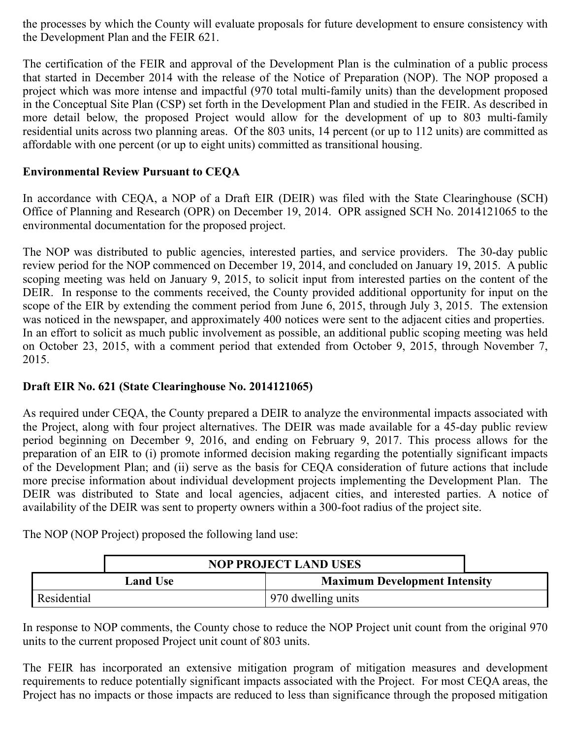the processes by which the County will evaluate proposals for future development to ensure consistency with the Development Plan and the FEIR 621.

The certification of the FEIR and approval of the Development Plan is the culmination of a public process that started in December 2014 with the release of the Notice of Preparation (NOP). The NOP proposed a project which was more intense and impactful (970 total multi-family units) than the development proposed in the Conceptual Site Plan (CSP) set forth in the Development Plan and studied in the FEIR. As described in more detail below, the proposed Project would allow for the development of up to 803 multi-family residential units across two planning areas. Of the 803 units, 14 percent (or up to 112 units) are committed as affordable with one percent (or up to eight units) committed as transitional housing.

**Environmental Review Pursuant to CEQA**

In accordance with CEQA, a NOP of a Draft EIR (DEIR) was filed with the State Clearinghouse (SCH) Office of Planning and Research (OPR) on December 19, 2014. OPR assigned SCH No. 2014121065 to the environmental documentation for the proposed project.

The NOP was distributed to public agencies, interested parties, and service providers. The 30-day public review period for the NOP commenced on December 19, 2014, and concluded on January 19, 2015. A public scoping meeting was held on January 9, 2015, to solicit input from interested parties on the content of the DEIR. In response to the comments received, the County provided additional opportunity for input on the scope of the EIR by extending the comment period from June 6, 2015, through July 3, 2015. The extension was noticed in the newspaper, and approximately 400 notices were sent to the adjacent cities and properties. In an effort to solicit as much public involvement as possible, an additional public scoping meeting was held on October 23, 2015, with a comment period that extended from October 9, 2015, through November 7, 2015.

**Draft EIR No. 621 (State Clearinghouse No. 2014121065)**

As required under CEQA, the County prepared a DEIR to analyze the environmental impacts associated with the Project, along with four project alternatives. The DEIR was made available for a 45-day public review period beginning on December 9, 2016, and ending on February 9, 2017. This process allows for the preparation of an EIR to (i) promote informed decision making regarding the potentially significant impacts of the Development Plan; and (ii) serve as the basis for CEQA consideration of future actions that include more precise information about individual development projects implementing the Development Plan. The DEIR was distributed to State and local agencies, adjacent cities, and interested parties. A notice of availability of the DEIR was sent to property owners within a 300-foot radius of the project site.

The NOP (NOP Project) proposed the following land use:

| NOP PROJECT LAND USES | |
|---|---|
| **Land Use** | **Maximum Development Intensity** |
| Residential | 970 dwelling units |

In response to NOP comments, the County chose to reduce the NOP Project unit count from the original 970 units to the current proposed Project unit count of 803 units.

The FEIR has incorporated an extensive mitigation program of mitigation measures and development requirements to reduce potentially significant impacts associated with the Project. For most CEQA areas, the Project has no impacts or those impacts are reduced to less than significance through the proposed mitigation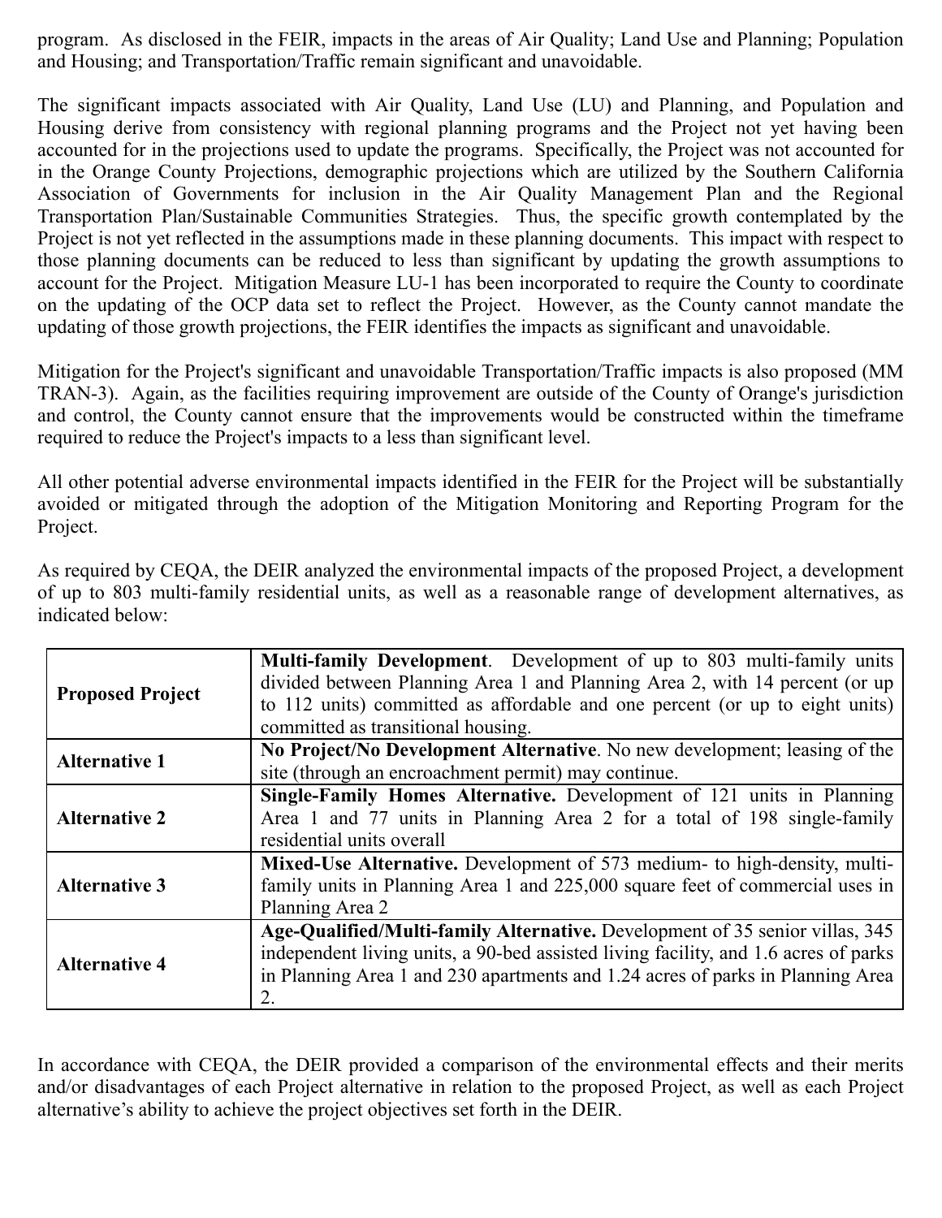program. As disclosed in the FEIR, impacts in the areas of Air Quality; Land Use and Planning; Population and Housing; and Transportation/Traffic remain significant and unavoidable.

The significant impacts associated with Air Quality, Land Use (LU) and Planning, and Population and Housing derive from consistency with regional planning programs and the Project not yet having been accounted for in the projections used to update the programs. Specifically, the Project was not accounted for in the Orange County Projections, demographic projections which are utilized by the Southern California Association of Governments for inclusion in the Air Quality Management Plan and the Regional Transportation Plan/Sustainable Communities Strategies. Thus, the specific growth contemplated by the Project is not yet reflected in the assumptions made in these planning documents. This impact with respect to those planning documents can be reduced to less than significant by updating the growth assumptions to account for the Project. Mitigation Measure LU-1 has been incorporated to require the County to coordinate on the updating of the OCP data set to reflect the Project. However, as the County cannot mandate the updating of those growth projections, the FEIR identifies the impacts as significant and unavoidable.

Mitigation for the Project's significant and unavoidable Transportation/Traffic impacts is also proposed (MM TRAN-3). Again, as the facilities requiring improvement are outside of the County of Orange's jurisdiction and control, the County cannot ensure that the improvements would be constructed within the timeframe required to reduce the Project's impacts to a less than significant level.

All other potential adverse environmental impacts identified in the FEIR for the Project will be substantially avoided or mitigated through the adoption of the Mitigation Monitoring and Reporting Program for the Project.

As required by CEQA, the DEIR analyzed the environmental impacts of the proposed Project, a development of up to 803 multi-family residential units, as well as a reasonable range of development alternatives, as indicated below:

| | |
|---|---|
| **Proposed Project** | **Multi-family Development**. Development of up to 803 multi-family units divided between Planning Area 1 and Planning Area 2, with 14 percent (or up to 112 units) committed as affordable and one percent (or up to eight units) committed as transitional housing. |
| **Alternative 1** | **No Project/No Development Alternative**. No new development; leasing of the site (through an encroachment permit) may continue. |
| **Alternative 2** | **Single-Family Homes Alternative.** Development of 121 units in Planning Area 1 and 77 units in Planning Area 2 for a total of 198 single-family residential units overall |
| **Alternative 3** | **Mixed-Use Alternative.** Development of 573 medium- to high-density, multi-family units in Planning Area 1 and 225,000 square feet of commercial uses in Planning Area 2 |
| **Alternative 4** | **Age-Qualified/Multi-family Alternative.** Development of 35 senior villas, 345 independent living units, a 90-bed assisted living facility, and 1.6 acres of parks in Planning Area 1 and 230 apartments and 1.24 acres of parks in Planning Area 2. |

In accordance with CEQA, the DEIR provided a comparison of the environmental effects and their merits and/or disadvantages of each Project alternative in relation to the proposed Project, as well as each Project alternative's ability to achieve the project objectives set forth in the DEIR.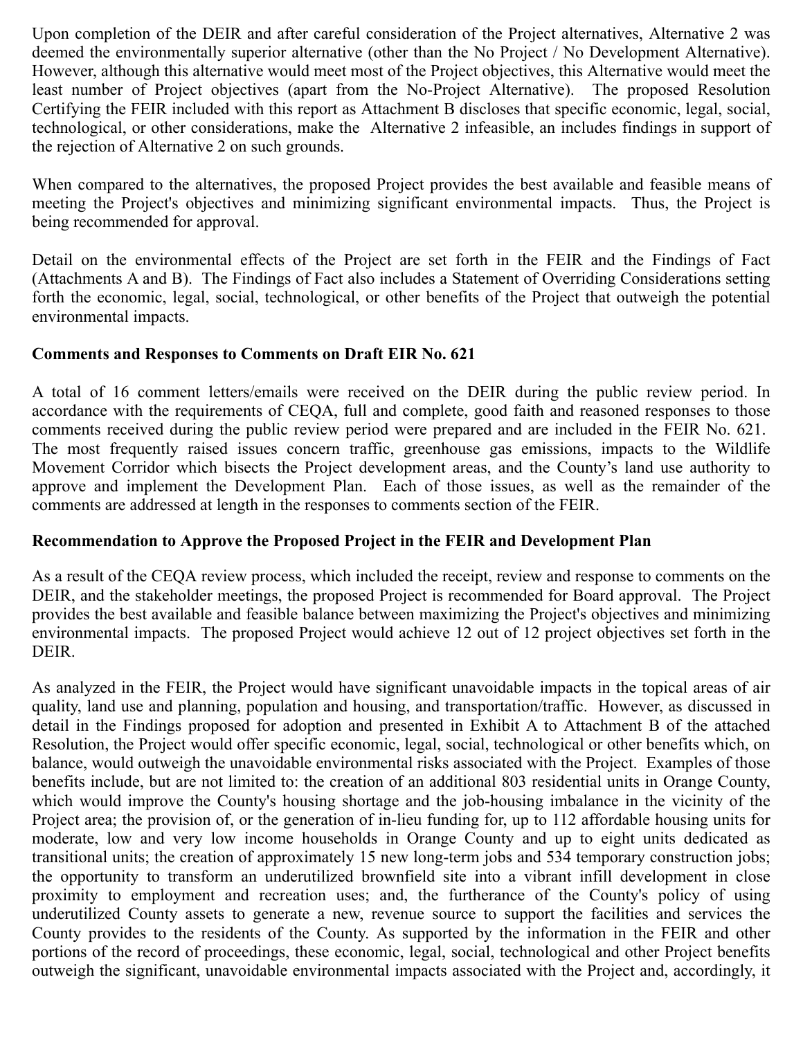Upon completion of the DEIR and after careful consideration of the Project alternatives, Alternative 2 was deemed the environmentally superior alternative (other than the No Project / No Development Alternative). However, although this alternative would meet most of the Project objectives, this Alternative would meet the least number of Project objectives (apart from the No-Project Alternative). The proposed Resolution Certifying the FEIR included with this report as Attachment B discloses that specific economic, legal, social, technological, or other considerations, make the Alternative 2 infeasible, an includes findings in support of the rejection of Alternative 2 on such grounds.

When compared to the alternatives, the proposed Project provides the best available and feasible means of meeting the Project's objectives and minimizing significant environmental impacts. Thus, the Project is being recommended for approval.

Detail on the environmental effects of the Project are set forth in the FEIR and the Findings of Fact (Attachments A and B). The Findings of Fact also includes a Statement of Overriding Considerations setting forth the economic, legal, social, technological, or other benefits of the Project that outweigh the potential environmental impacts.

**Comments and Responses to Comments on Draft EIR No. 621**

A total of 16 comment letters/emails were received on the DEIR during the public review period. In accordance with the requirements of CEQA, full and complete, good faith and reasoned responses to those comments received during the public review period were prepared and are included in the FEIR No. 621. The most frequently raised issues concern traffic, greenhouse gas emissions, impacts to the Wildlife Movement Corridor which bisects the Project development areas, and the County's land use authority to approve and implement the Development Plan. Each of those issues, as well as the remainder of the comments are addressed at length in the responses to comments section of the FEIR.

**Recommendation to Approve the Proposed Project in the FEIR and Development Plan**

As a result of the CEQA review process, which included the receipt, review and response to comments on the DEIR, and the stakeholder meetings, the proposed Project is recommended for Board approval. The Project provides the best available and feasible balance between maximizing the Project's objectives and minimizing environmental impacts. The proposed Project would achieve 12 out of 12 project objectives set forth in the DEIR.

As analyzed in the FEIR, the Project would have significant unavoidable impacts in the topical areas of air quality, land use and planning, population and housing, and transportation/traffic. However, as discussed in detail in the Findings proposed for adoption and presented in Exhibit A to Attachment B of the attached Resolution, the Project would offer specific economic, legal, social, technological or other benefits which, on balance, would outweigh the unavoidable environmental risks associated with the Project. Examples of those benefits include, but are not limited to: the creation of an additional 803 residential units in Orange County, which would improve the County's housing shortage and the job-housing imbalance in the vicinity of the Project area; the provision of, or the generation of in-lieu funding for, up to 112 affordable housing units for moderate, low and very low income households in Orange County and up to eight units dedicated as transitional units; the creation of approximately 15 new long-term jobs and 534 temporary construction jobs; the opportunity to transform an underutilized brownfield site into a vibrant infill development in close proximity to employment and recreation uses; and, the furtherance of the County's policy of using underutilized County assets to generate a new, revenue source to support the facilities and services the County provides to the residents of the County. As supported by the information in the FEIR and other portions of the record of proceedings, these economic, legal, social, technological and other Project benefits outweigh the significant, unavoidable environmental impacts associated with the Project and, accordingly, it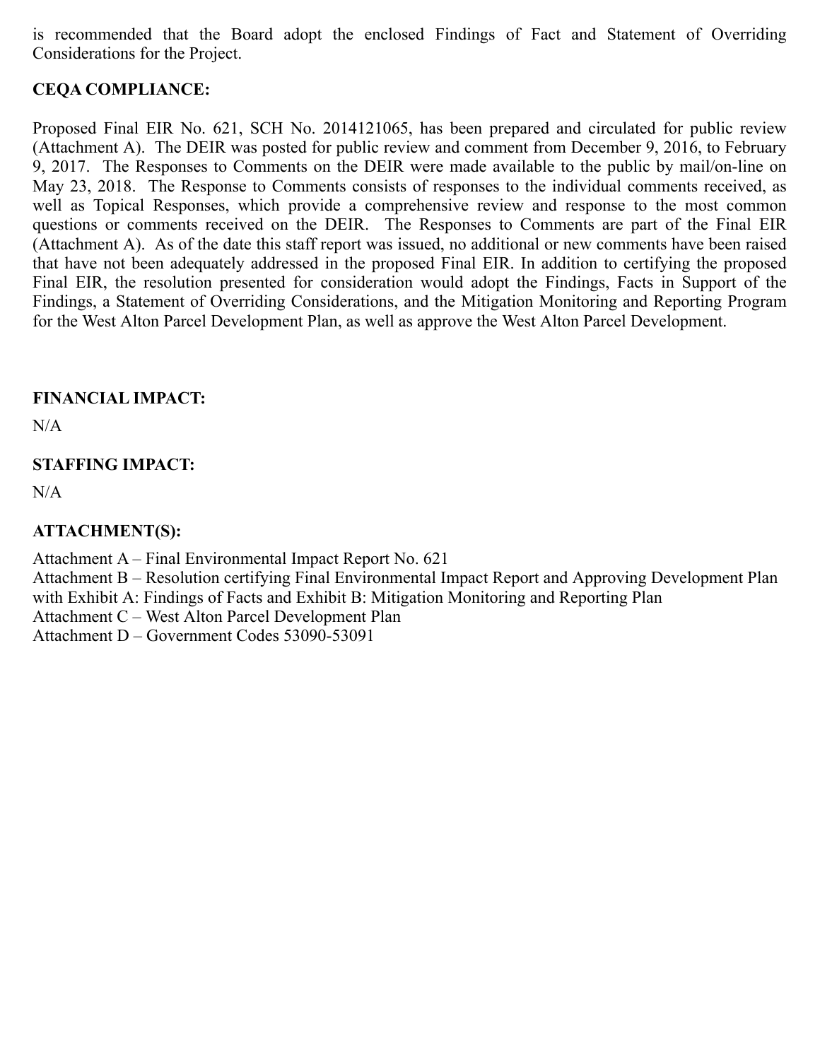is recommended that the Board adopt the enclosed Findings of Fact and Statement of Overriding Considerations for the Project.

**CEQA COMPLIANCE:**

Proposed Final EIR No. 621, SCH No. 2014121065, has been prepared and circulated for public review (Attachment A). The DEIR was posted for public review and comment from December 9, 2016, to February 9, 2017. The Responses to Comments on the DEIR were made available to the public by mail/on-line on May 23, 2018. The Response to Comments consists of responses to the individual comments received, as well as Topical Responses, which provide a comprehensive review and response to the most common questions or comments received on the DEIR. The Responses to Comments are part of the Final EIR (Attachment A). As of the date this staff report was issued, no additional or new comments have been raised that have not been adequately addressed in the proposed Final EIR. In addition to certifying the proposed Final EIR, the resolution presented for consideration would adopt the Findings, Facts in Support of the Findings, a Statement of Overriding Considerations, and the Mitigation Monitoring and Reporting Program for the West Alton Parcel Development Plan, as well as approve the West Alton Parcel Development.

**FINANCIAL IMPACT:**

N/A

**STAFFING IMPACT:**

N/A

**ATTACHMENT(S):**

Attachment A – Final Environmental Impact Report No. 621
Attachment B – Resolution certifying Final Environmental Impact Report and Approving Development Plan with Exhibit A: Findings of Facts and Exhibit B: Mitigation Monitoring and Reporting Plan
Attachment C – West Alton Parcel Development Plan
Attachment D – Government Codes 53090-53091